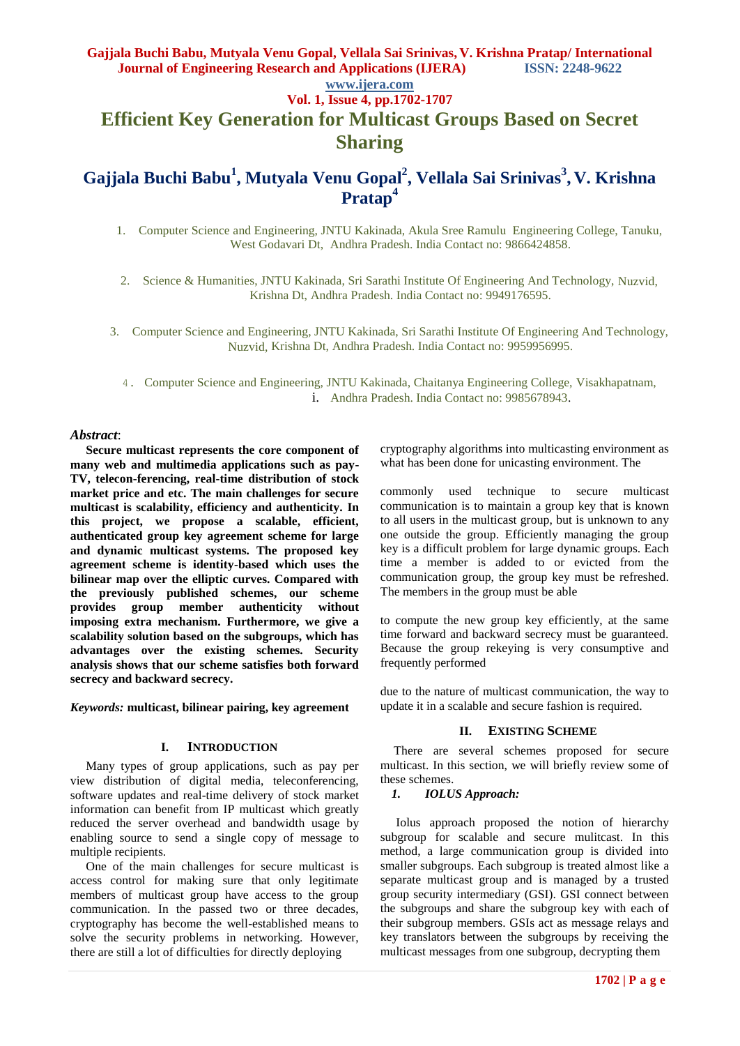# Efficient Key Generation for Multicast Groups Based on Secret Sharing

## Gajjala Buchi Babu[1], Mutyala Venu Gopal[2], Vellala Sai Srinivas[3], V. Krishna Pratap[4]

1. Computer Science and Engineering, JNTU Kakinada, Akula Sree Ramulu Engineering College, Tanuku, West Godavari Dt, Andhra Pradesh. India Contact no: 9866424858.

2. Science & Humanities, JNTU Kakinada, Sri Sarathi Institute Of Engineering And Technology, Nuzvid, Krishna Dt, Andhra Pradesh. India Contact no: 9949176595.

3. Computer Science and Engineering, JNTU Kakinada, Sri Sarathi Institute Of Engineering And Technology, Nuzvid, Krishna Dt, Andhra Pradesh. India Contact no: 9959956995.

4. Computer Science and Engineering, JNTU Kakinada, Chaitanya Engineering College, Visakhapatnam, Andhra Pradesh. India Contact no: 9985678943.

***Abstract***:

**Secure multicast represents the core component of many web and multimedia applications such as pay-TV, telecon-ferencing, real-time distribution of stock market price and etc. The main challenges for secure multicast is scalability, efficiency and authenticity. In this project, we propose a scalable, efficient, authenticated group key agreement scheme for large and dynamic multicast systems. The proposed key agreement scheme is identity-based which uses the bilinear map over the elliptic curves. Compared with the previously published schemes, our scheme provides group member authenticity without imposing extra mechanism. Furthermore, we give a scalability solution based on the subgroups, which has advantages over the existing schemes. Security analysis shows that our scheme satisfies both forward secrecy and backward secrecy.**

***Keywords:*** **multicast, bilinear pairing, key agreement**

## I. Introduction

Many types of group applications, such as pay per view distribution of digital media, teleconferencing, software updates and real-time delivery of stock market information can benefit from IP multicast which greatly reduced the server overhead and bandwidth usage by enabling source to send a single copy of message to multiple recipients.

One of the main challenges for secure multicast is access control for making sure that only legitimate members of multicast group have access to the group communication. In the passed two or three decades, cryptography has become the well-established means to solve the security problems in networking. However, there are still a lot of difficulties for directly deploying cryptography algorithms into multicasting environment as what has been done for unicasting environment. The commonly used technique to secure multicast communication is to maintain a group key that is known to all users in the multicast group, but is unknown to any one outside the group. Efficiently managing the group key is a difficult problem for large dynamic groups. Each time a member is added to or evicted from the communication group, the group key must be refreshed. The members in the group must be able to compute the new group key efficiently, at the same time forward and backward secrecy must be guaranteed. Because the group rekeying is very consumptive and frequently performed due to the nature of multicast communication, the way to update it in a scalable and secure fashion is required.

## II. Existing Scheme

There are several schemes proposed for secure multicast. In this section, we will briefly review some of these schemes.

### *1. IOLUS Approach:*

Iolus approach proposed the notion of hierarchy subgroup for scalable and secure mulitcast. In this method, a large communication group is divided into smaller subgroups. Each subgroup is treated almost like a separate multicast group and is managed by a trusted group security intermediary (GSI). GSI connect between the subgroups and share the subgroup key with each of their subgroup members. GSIs act as message relays and key translators between the subgroups by receiving the multicast messages from one subgroup, decrypting them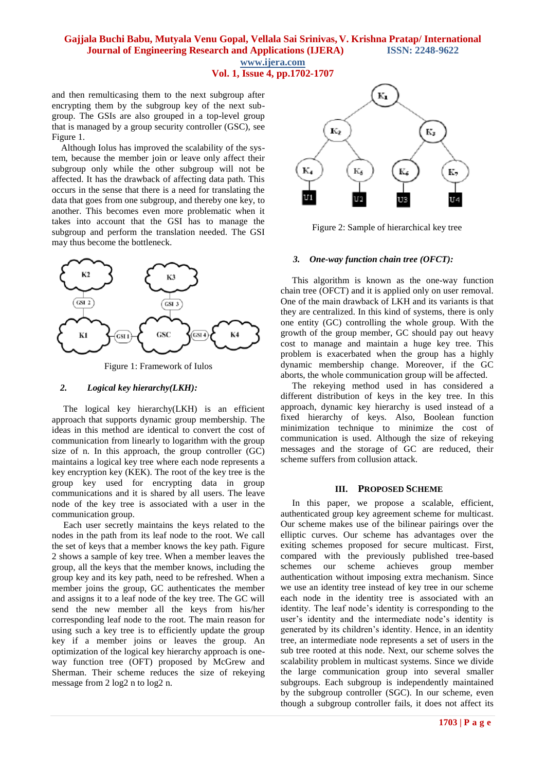and then remulticasing them to the next subgroup after encrypting them by the subgroup key of the next sub-group. The GSIs are also grouped in a top-level group that is managed by a group security controller (GSC), see Figure 1.

Although Iolus has improved the scalability of the system, because the member join or leave only affect their subgroup only while the other subgroup will not be affected. It has the drawback of affecting data path. This occurs in the sense that there is a need for translating the data that goes from one subgroup, and thereby one key, to another. This becomes even more problematic when it takes into account that the GSI has to manage the subgroup and perform the translation needed. The GSI may thus become the bottleneck.

Figure 1: Framework of Iulos

### 2. *Logical key hierarchy(LKH):*

The logical key hierarchy(LKH) is an efficient approach that supports dynamic group membership. The ideas in this method are identical to convert the cost of communication from linearly to logarithm with the group size of n. In this approach, the group controller (GC) maintains a logical key tree where each node represents a key encryption key (KEK). The root of the key tree is the group key used for encrypting data in group communications and it is shared by all users. The leave node of the key tree is associated with a user in the communication group.

Each user secretly maintains the keys related to the nodes in the path from its leaf node to the root. We call the set of keys that a member knows the key path. Figure 2 shows a sample of key tree. When a member leaves the group, all the keys that the member knows, including the group key and its key path, need to be refreshed. When a member joins the group, GC authenticates the member and assigns it to a leaf node of the key tree. The GC will send the new member all the keys from his/her corresponding leaf node to the root. The main reason for using such a key tree is to efficiently update the group key if a member joins or leaves the group. An optimization of the logical key hierarchy approach is one-way function tree (OFT) proposed by McGrew and Sherman. Their scheme reduces the size of rekeying message from 2 log2 n to log2 n.

Figure 2: Sample of hierarchical key tree

### 3. *One-way function chain tree (OFCT):*

This algorithm is known as the one-way function chain tree (OFCT) and it is applied only on user removal. One of the main drawback of LKH and its variants is that they are centralized. In this kind of systems, there is only one entity (GC) controlling the whole group. With the growth of the group member, GC should pay out heavy cost to manage and maintain a huge key tree. This problem is exacerbated when the group has a highly dynamic membership change. Moreover, if the GC aborts, the whole communication group will be affected.

The rekeying method used in has considered a different distribution of keys in the key tree. In this approach, dynamic key hierarchy is used instead of a fixed hierarchy of keys. Also, Boolean function minimization technique to minimize the cost of communication is used. Although the size of rekeying messages and the storage of GC are reduced, their scheme suffers from collusion attack.

## III. PROPOSED SCHEME

In this paper, we propose a scalable, efficient, authenticated group key agreement scheme for multicast. Our scheme makes use of the bilinear pairings over the elliptic curves. Our scheme has advantages over the exiting schemes proposed for secure multicast. First, compared with the previously published tree-based schemes our scheme achieves group member authentication without imposing extra mechanism. Since we use an identity tree instead of key tree in our scheme each node in the identity tree is associated with an identity. The leaf node's identity is corresponding to the user's identity and the intermediate node's identity is generated by its children's identity. Hence, in an identity tree, an intermediate node represents a set of users in the sub tree rooted at this node. Next, our scheme solves the scalability problem in multicast systems. Since we divide the large communication group into several smaller subgroups. Each subgroup is independently maintained by the subgroup controller (SGC). In our scheme, even though a subgroup controller fails, it does not affect its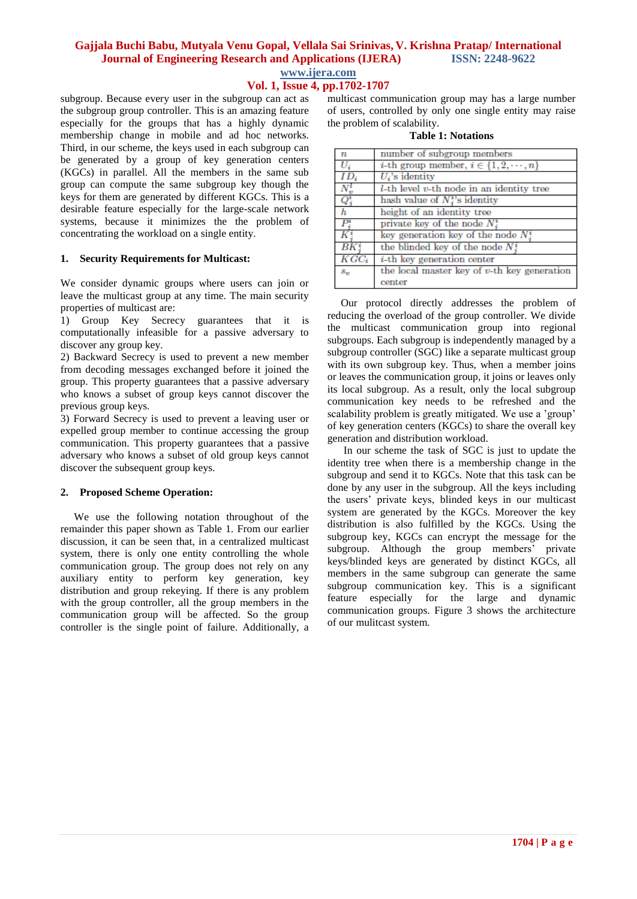subgroup. Because every user in the subgroup can act as the subgroup group controller. This is an amazing feature especially for the groups that has a highly dynamic membership change in mobile and ad hoc networks. Third, in our scheme, the keys used in each subgroup can be generated by a group of key generation centers (KGCs) in parallel. All the members in the same sub group can compute the same subgroup key though the keys for them are generated by different KGCs. This is a desirable feature especially for the large-scale network systems, because it minimizes the the problem of concentrating the workload on a single entity.

## 1. Security Requirements for Multicast:

We consider dynamic groups where users can join or leave the multicast group at any time. The main security properties of multicast are:

1) Group Key Secrecy guarantees that it is computationally infeasible for a passive adversary to discover any group key.

2) Backward Secrecy is used to prevent a new member from decoding messages exchanged before it joined the group. This property guarantees that a passive adversary who knows a subset of group keys cannot discover the previous group keys.

3) Forward Secrecy is used to prevent a leaving user or expelled group member to continue accessing the group communication. This property guarantees that a passive adversary who knows a subset of old group keys cannot discover the subsequent group keys.

## 2. Proposed Scheme Operation:

We use the following notation throughout of the remainder this paper shown as Table 1. From our earlier discussion, it can be seen that, in a centralized multicast system, there is only one entity controlling the whole communication group. The group does not rely on any auxiliary entity to perform key generation, key distribution and group rekeying. If there is any problem with the group controller, all the group members in the communication group will be affected. So the group controller is the single point of failure. Additionally, a multicast communication group may has a large number of users, controlled by only one single entity may raise the problem of scalability.

**Table 1: Notations**

| | |
|---|---|
| $n$ | number of subgroup members |
| $U_i$ | $i$-th group member, $i \in \{1, 2, \cdots, n\}$ |
| $ID_i$ | $U_i$'s identity |
| $N_v^l$ | $l$-th level $v$-th node in an identity tree |
| $Q_j^i$ | hash value of $N_j^i$'s identity |
| $h$ | height of an identity tree |
| $P_j^i$ | private key of the node $N_j^i$ |
| $K_j^i$ | key generation key of the node $N_j^i$ |
| $BK_j^i$ | the blinded key of the node $N_j^i$ |
| $KGC_i$ | $i$-th key generation center |
| $s_v$ | the local master key of $v$-th key generation center |

Our protocol directly addresses the problem of reducing the overload of the group controller. We divide the multicast communication group into regional subgroups. Each subgroup is independently managed by a subgroup controller (SGC) like a separate multicast group with its own subgroup key. Thus, when a member joins or leaves the communication group, it joins or leaves only its local subgroup. As a result, only the local subgroup communication key needs to be refreshed and the scalability problem is greatly mitigated. We use a 'group' of key generation centers (KGCs) to share the overall key generation and distribution workload.

In our scheme the task of SGC is just to update the identity tree when there is a membership change in the subgroup and send it to KGCs. Note that this task can be done by any user in the subgroup. All the keys including the users' private keys, blinded keys in our multicast system are generated by the KGCs. Moreover the key distribution is also fulfilled by the KGCs. Using the subgroup key, KGCs can encrypt the message for the subgroup. Although the group members' private keys/blinded keys are generated by distinct KGCs, all members in the same subgroup can generate the same subgroup communication key. This is a significant feature especially for the large and dynamic communication groups. Figure 3 shows the architecture of our mulitcast system.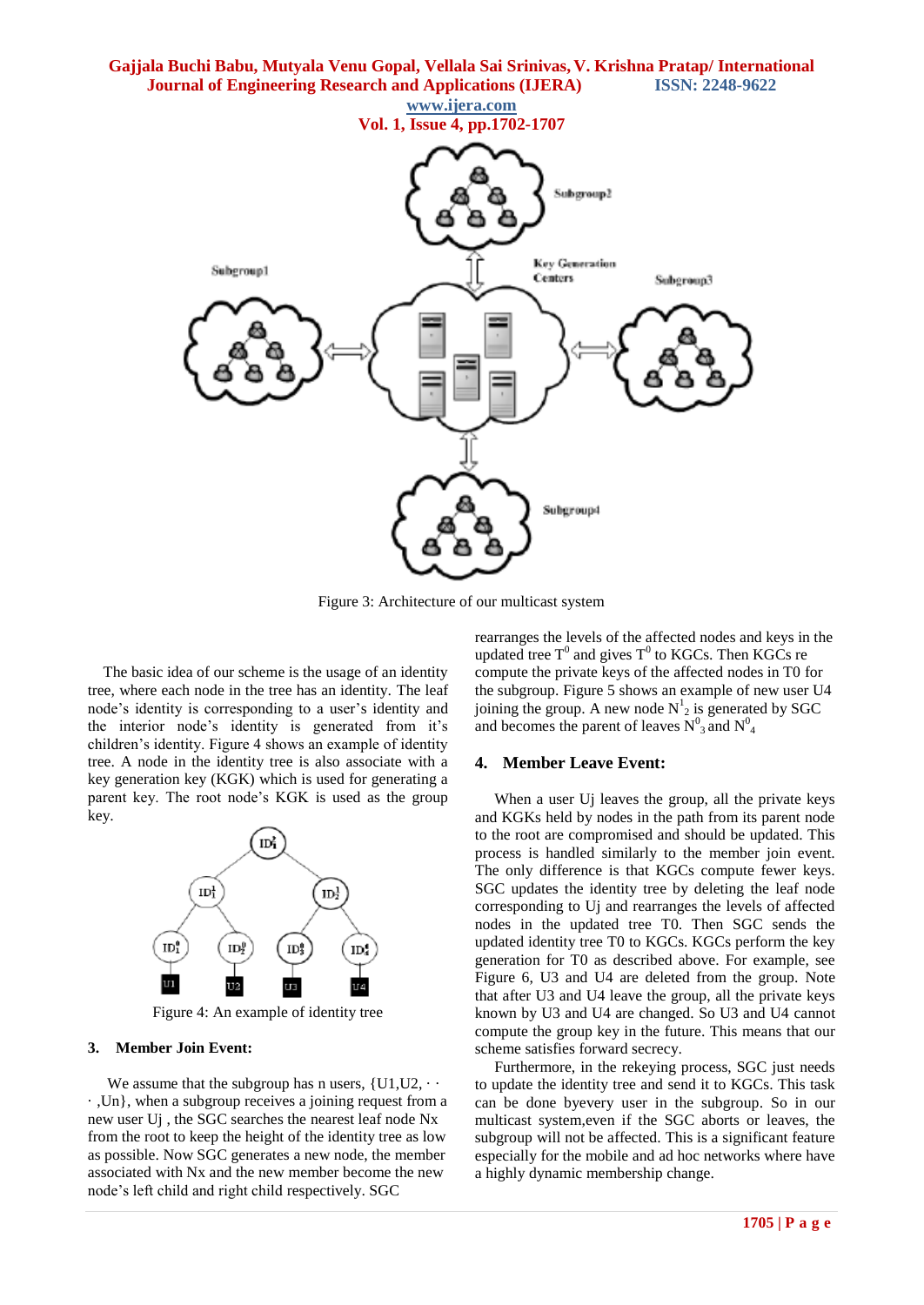Figure 3: Architecture of our multicast system

The basic idea of our scheme is the usage of an identity tree, where each node in the tree has an identity. The leaf node's identity is corresponding to a user's identity and the interior node's identity is generated from it's children's identity. Figure 4 shows an example of identity tree. A node in the identity tree is also associate with a key generation key (KGK) which is used for generating a parent key. The root node's KGK is used as the group key.

Figure 4: An example of identity tree

### 3. Member Join Event:

We assume that the subgroup has n users, {U1,U2, · · · ,Un}, when a subgroup receives a joining request from a new user Uj , the SGC searches the nearest leaf node Nx from the root to keep the height of the identity tree as low as possible. Now SGC generates a new node, the member associated with Nx and the new member become the new node's left child and right child respectively. SGC rearranges the levels of the affected nodes and keys in the updated tree $T^0$ and gives $T^0$ to KGCs. Then KGCs re compute the private keys of the affected nodes in T0 for the subgroup. Figure 5 shows an example of new user U4 joining the group. A new node $N^1_2$ is generated by SGC and becomes the parent of leaves $N^0_3$ and $N^0_4$

### 4. Member Leave Event:

When a user Uj leaves the group, all the private keys and KGKs held by nodes in the path from its parent node to the root are compromised and should be updated. This process is handled similarly to the member join event. The only difference is that KGCs compute fewer keys. SGC updates the identity tree by deleting the leaf node corresponding to Uj and rearranges the levels of affected nodes in the updated tree T0. Then SGC sends the updated identity tree T0 to KGCs. KGCs perform the key generation for T0 as described above. For example, see Figure 6, U3 and U4 are deleted from the group. Note that after U3 and U4 leave the group, all the private keys known by U3 and U4 are changed. So U3 and U4 cannot compute the group key in the future. This means that our scheme satisfies forward secrecy.

Furthermore, in the rekeying process, SGC just needs to update the identity tree and send it to KGCs. This task can be done byevery user in the subgroup. So in our multicast system,even if the SGC aborts or leaves, the subgroup will not be affected. This is a significant feature especially for the mobile and ad hoc networks where have a highly dynamic membership change.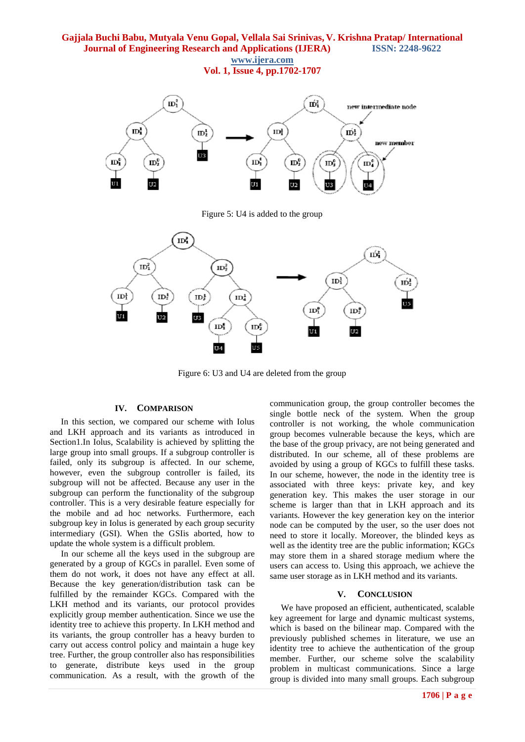Figure 5: U4 is added to the group

Figure 6: U3 and U4 are deleted from the group

## IV. COMPARISON

In this section, we compared our scheme with Iolus and LKH approach and its variants as introduced in Section1.In Iolus, Scalability is achieved by splitting the large group into small groups. If a subgroup controller is failed, only its subgroup is affected. In our scheme, however, even the subgroup controller is failed, its subgroup will not be affected. Because any user in the subgroup can perform the functionality of the subgroup controller. This is a very desirable feature especially for the mobile and ad hoc networks. Furthermore, each subgroup key in Iolus is generated by each group security intermediary (GSI). When the GSIis aborted, how to update the whole system is a difficult problem.

In our scheme all the keys used in the subgroup are generated by a group of KGCs in parallel. Even some of them do not work, it does not have any effect at all. Because the key generation/distribution task can be fulfilled by the remainder KGCs. Compared with the LKH method and its variants, our protocol provides explicitly group member authentication. Since we use the identity tree to achieve this property. In LKH method and its variants, the group controller has a heavy burden to carry out access control policy and maintain a huge key tree. Further, the group controller also has responsibilities to generate, distribute keys used in the group communication. As a result, with the growth of the communication group, the group controller becomes the single bottle neck of the system. When the group controller is not working, the whole communication group becomes vulnerable because the keys, which are the base of the group privacy, are not being generated and distributed. In our scheme, all of these problems are avoided by using a group of KGCs to fulfill these tasks. In our scheme, however, the node in the identity tree is associated with three keys: private key, and key generation key. This makes the user storage in our scheme is larger than that in LKH approach and its variants. However the key generation key on the interior node can be computed by the user, so the user does not need to store it locally. Moreover, the blinded keys as well as the identity tree are the public information; KGCs may store them in a shared storage medium where the users can access to. Using this approach, we achieve the same user storage as in LKH method and its variants.

## V. CONCLUSION

We have proposed an efficient, authenticated, scalable key agreement for large and dynamic multicast systems, which is based on the bilinear map. Compared with the previously published schemes in literature, we use an identity tree to achieve the authentication of the group member. Further, our scheme solve the scalability problem in multicast communications. Since a large group is divided into many small groups. Each subgroup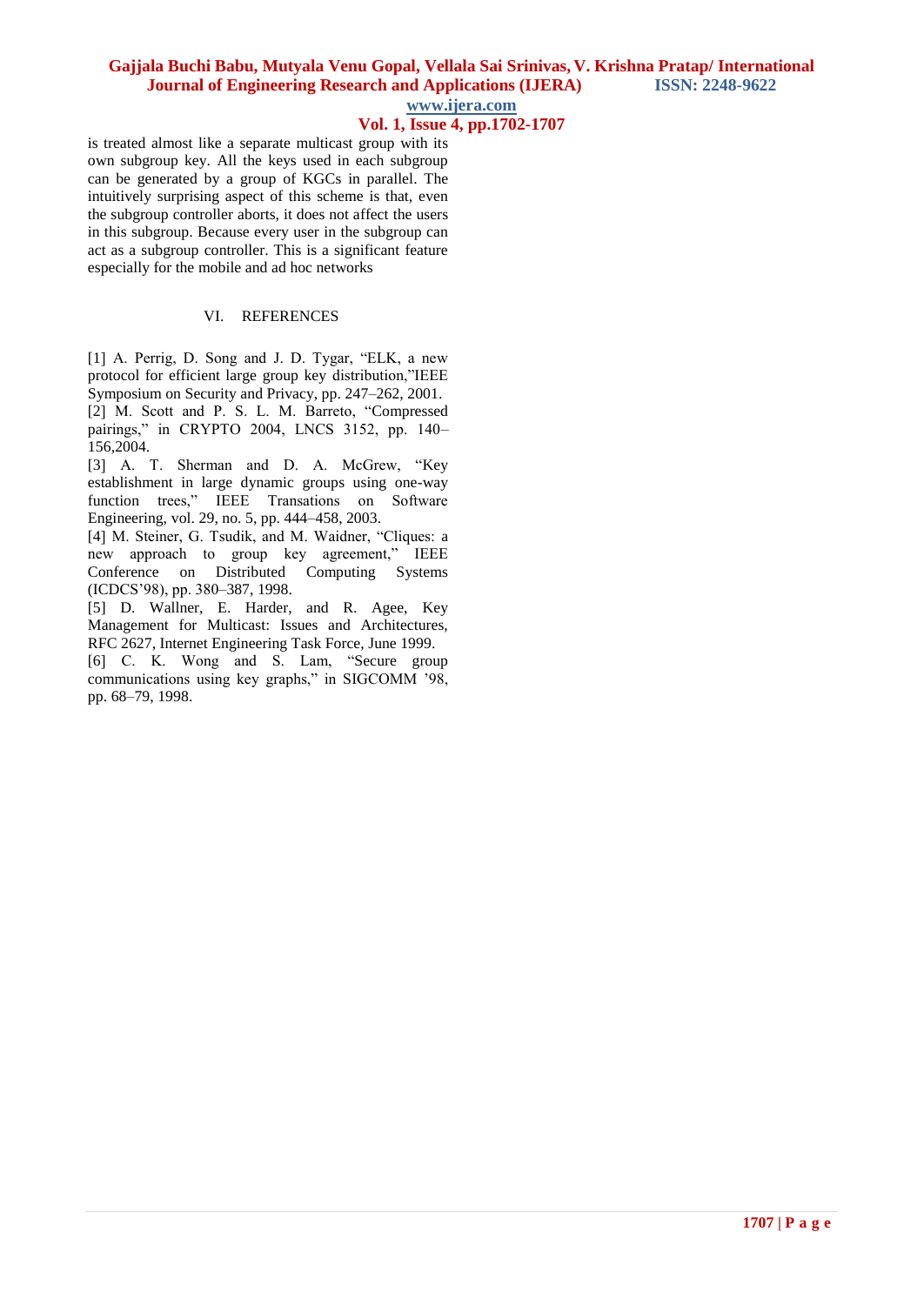is treated almost like a separate multicast group with its own subgroup key. All the keys used in each subgroup can be generated by a group of KGCs in parallel. The intuitively surprising aspect of this scheme is that, even the subgroup controller aborts, it does not affect the users in this subgroup. Because every user in the subgroup can act as a subgroup controller. This is a significant feature especially for the mobile and ad hoc networks

## VI. REFERENCES

[1] A. Perrig, D. Song and J. D. Tygar, "ELK, a new protocol for efficient large group key distribution,"IEEE Symposium on Security and Privacy, pp. 247–262, 2001.

[2] M. Scott and P. S. L. M. Barreto, "Compressed pairings," in CRYPTO 2004, LNCS 3152, pp. 140–156,2004.

[3] A. T. Sherman and D. A. McGrew, "Key establishment in large dynamic groups using one-way function trees," IEEE Transactions on Software Engineering, vol. 29, no. 5, pp. 444–458, 2003.

[4] M. Steiner, G. Tsudik, and M. Waidner, "Cliques: a new approach to group key agreement," IEEE Conference on Distributed Computing Systems (ICDCS'98), pp. 380–387, 1998.

[5] D. Wallner, E. Harder, and R. Agee, Key Management for Multicast: Issues and Architectures, RFC 2627, Internet Engineering Task Force, June 1999.

[6] C. K. Wong and S. Lam, "Secure group communications using key graphs," in SIGCOMM '98, pp. 68–79, 1998.